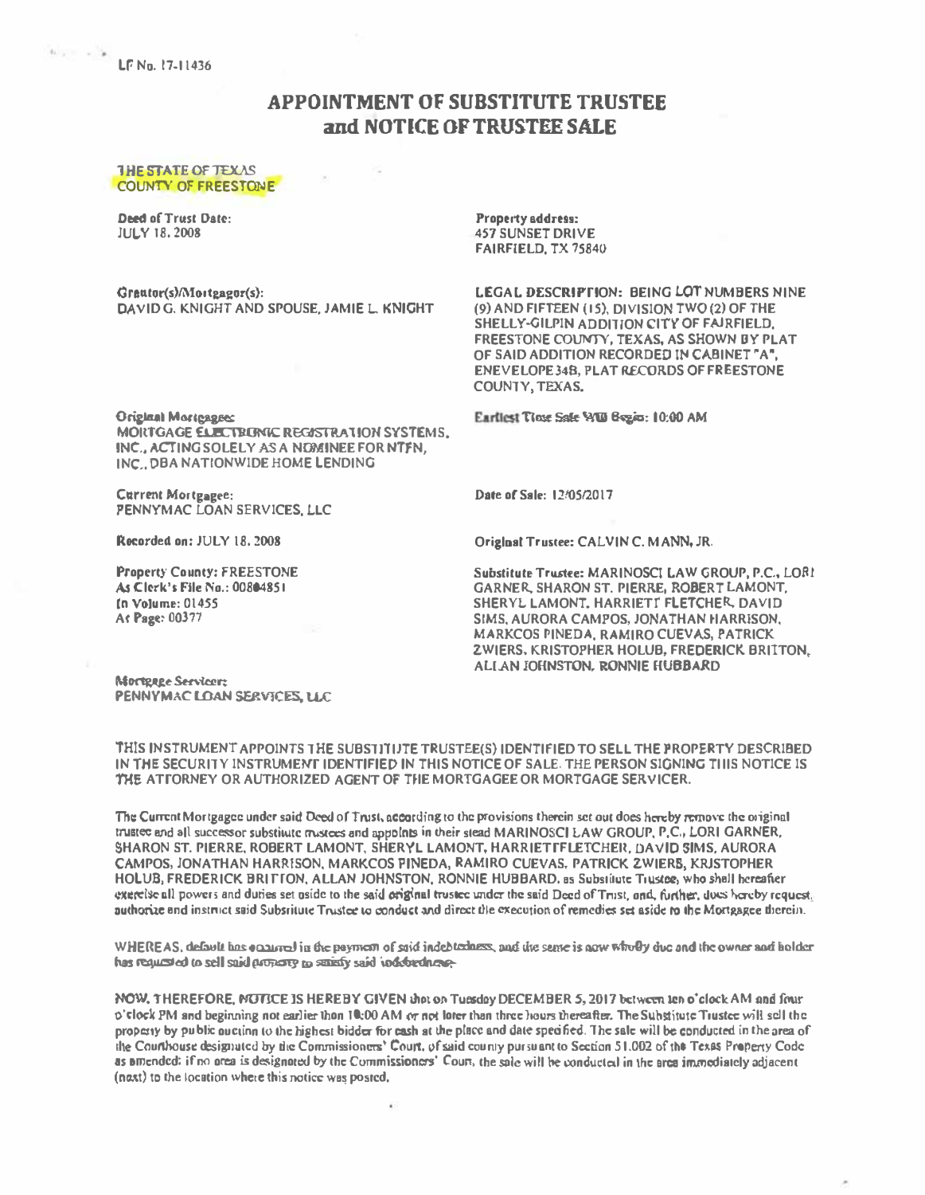LF No. 17-11436

# APPOINTMENT OF SUBSTITUTE TRUSTEE and NOTICE OF TRUSTEE SALE

THE STATE OF TEXAS
COUNTY OF FREESTONE

**Deed of Trust Date:**
JULY 18, 2008

**Property address:**
457 SUNSET DRIVE
FAIRFIELD, TX 75840

**Grantor(s)/Mortgagor(s):**
DAVID G. KNIGHT AND SPOUSE, JAMIE L. KNIGHT

**LEGAL DESCRIPTION:** BEING LOT NUMBERS NINE (9) AND FIFTEEN (15), DIVISION TWO (2) OF THE SHELLY-GILPIN ADDITION CITY OF FAIRFIELD, FREESTONE COUNTY, TEXAS, AS SHOWN BY PLAT OF SAID ADDITION RECORDED IN CABINET "A", ENEVELOPE 34B, PLAT RECORDS OF FREESTONE COUNTY, TEXAS.

**Original Mortgagee:**
MORTGAGE ELECTRONIC REGISTRATION SYSTEMS, INC., ACTING SOLELY AS A NOMINEE FOR NTFN, INC., DBA NATIONWIDE HOME LENDING

**Earliest Time Sale Will Begin:** 10:00 AM

**Current Mortgagee:**
PENNYMAC LOAN SERVICES, LLC

**Date of Sale:** 12/05/2017

**Recorded on:** JULY 18, 2008

**Original Trustee:** CALVIN C. MANN, JR.

**Property County:** FREESTONE
**As Clerk's File No.:** 00804851
**In Volume:** 01455
**At Page:** 00377

**Substitute Trustee:** MARINOSCI LAW GROUP, P.C., LORI GARNER, SHARON ST. PIERRE, ROBERT LAMONT, SHERYL LAMONT, HARRIETT FLETCHER, DAVID SIMS, AURORA CAMPOS, JONATHAN HARRISON, MARKCOS PINEDA, RAMIRO CUEVAS, PATRICK ZWIERS, KRISTOPHER HOLUB, FREDERICK BRITTON, ALLAN JOHNSTON, RONNIE HUBBARD

**Mortgage Servicer:**
PENNYMAC LOAN SERVICES, LLC

THIS INSTRUMENT APPOINTS THE SUBSTITUTE TRUSTEE(S) IDENTIFIED TO SELL THE PROPERTY DESCRIBED IN THE SECURITY INSTRUMENT IDENTIFIED IN THIS NOTICE OF SALE. THE PERSON SIGNING THIS NOTICE IS THE ATTORNEY OR AUTHORIZED AGENT OF THE MORTGAGEE OR MORTGAGE SERVICER.

The Current Mortgagee under said Deed of Trust, according to the provisions therein set out does hereby remove the original trustee and all successor substitute trustees and appoints in their stead MARINOSCI LAW GROUP, P.C., LORI GARNER, SHARON ST. PIERRE, ROBERT LAMONT, SHERYL LAMONT, HARRIETT FLETCHER, DAVID SIMS, AURORA CAMPOS, JONATHAN HARRISON, MARKCOS PINEDA, RAMIRO CUEVAS, PATRICK ZWIERS, KRISTOPHER HOLUB, FREDERICK BRITTON, ALLAN JOHNSTON, RONNIE HUBBARD, as Substitute Trustee, who shall hereafter exercise all powers and duties set aside to the said original trustee under the said Deed of Trust, and, further, does hereby request, authorize and instruct said Substitute Trustee to conduct and direct the execution of remedies set aside to the Mortgagee therein.

WHEREAS, default has occurred in the payment of said indebtedness, and the same is now wholly due and the owner and holder has requested to sell said property to satisfy said indebtedness.

NOW, THEREFORE, NOTICE IS HEREBY GIVEN that on Tuesday DECEMBER 5, 2017 between ten o'clock AM and four o'clock PM and beginning not earlier than 10:00 AM or not later than three hours thereafter. The Substitute Trustee will sell the property by public auction to the highest bidder for cash at the place and date specified. The sale will be conducted in the area of the Courthouse designated by the Commissioners' Court, of said county pursuant to Section 51.002 of the Texas Property Code as amended: if no area is designated by the Commissioners' Court, the sale will be conducted in the area immediately adjacent (next) to the location where this notice was posted.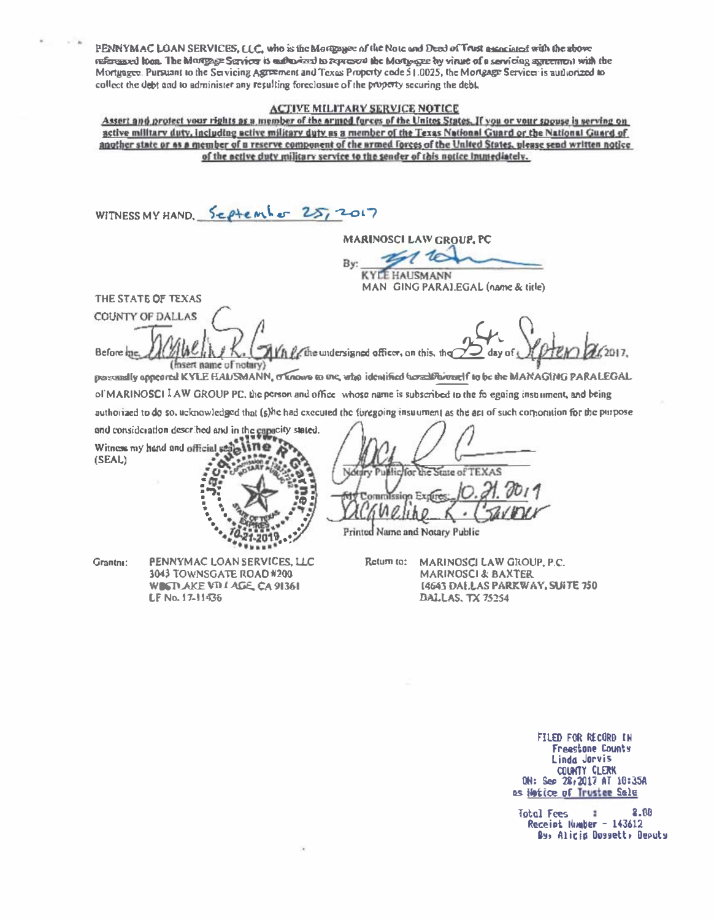PENNYMAC LOAN SERVICES, LLC, who is the Mortgagee of the Note and Deed of Trust associated with the above referenced loan. The Mortgage Servicer is authorized to represent the Mortgagee by virtue of a servicing agreement with the Mortgagee. Pursuant to the Servicing Agreement and Texas Property code 51.0025, the Mortgage Servicer is authorized to collect the debt and to administer any resulting foreclosure of the property securing the debt.

## ACTIVE MILITARY SERVICE NOTICE

Assert and protect your rights as a member of the armed forces of the Unites States. If you or your spouse is serving on active military duty, including active military duty as a member of the Texas National Guard or the National Guard of another state or as a member of a reserve component of the armed forces of the United States, please send written notice of the active duty military service to the sender of this notice immediately.

WITNESS MY HAND, September 25, 2017

MARINOSCI LAW GROUP, PC

By: [signature]
KYLE HAUSMANN
MANAGING PARALEGAL (name & title)

THE STATE OF TEXAS
COUNTY OF DALLAS

Before me, Jacqueline R. Garner (insert name of notary) the undersigned officer, on this, the 25 day of September 2017, personally appeared KYLE HAUSMANN, known to me, who identified herself/himself to be the MANAGING PARALEGAL of MARINOSCI LAW GROUP PC, the person and office whose name is subscribed to the foregoing instrument, and being authorized to do so, acknowledged that (s)he had executed the foregoing instrument as the act of such corporation for the purpose and consideration described and in the capacity stated.

Witness my hand and official seal.
(SEAL)

[Seal: Jacqueline R Garner, Notary Public, State of Texas, Expires 10-21-2019]

[signature]
Notary Public for the State of TEXAS
My Commission Expires: 10.21.2019
Jacqueline R. Garner
Printed Name and Notary Public

Grantor: PENNYMAC LOAN SERVICES, LLC
3043 TOWNSGATE ROAD #200
WESTLAKE VILLAGE, CA 91361
LF No. 17-11436

Return to: MARINOSCI LAW GROUP, P.C.
MARINOSCI & BAXTER
14643 DALLAS PARKWAY, SUITE 750
DALLAS, TX 75254

FILED FOR RECORD IN
Freestone County
Linda Jarvis
COUNTY CLERK
ON: Sep 28, 2017 AT 10:35A
as Notice of Trustee Sale

Total Fees : 2.00
Receipt Number - 143612
By, Alicia Dossett, Deputy